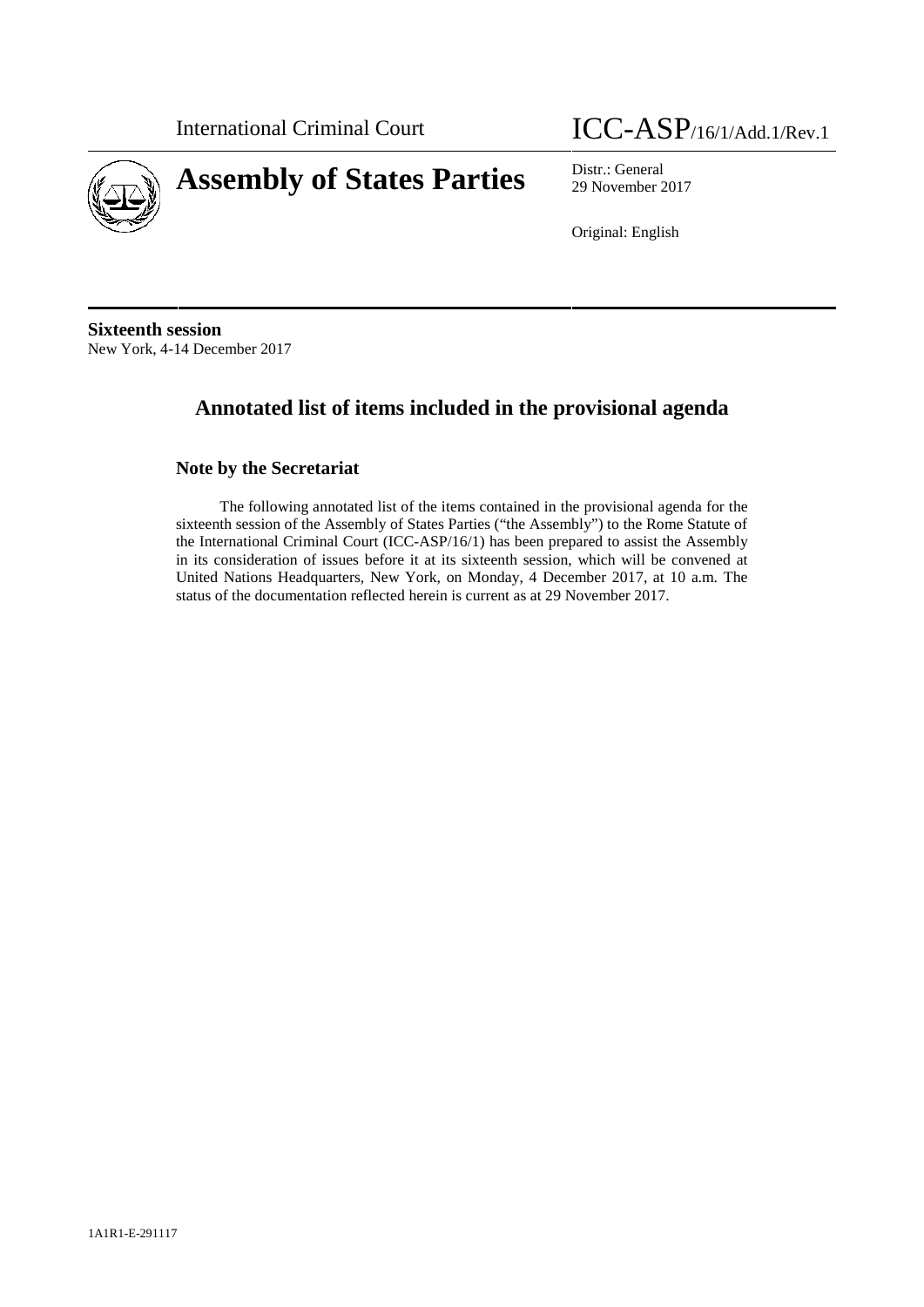International Criminal Court

ICC-ASP/16/1/Add.1/Rev.1

# Assembly of States Parties

Distr.: General
29 November 2017

Original: English

**Sixteenth session**
New York, 4-14 December 2017

## Annotated list of items included in the provisional agenda

### Note by the Secretariat

The following annotated list of the items contained in the provisional agenda for the sixteenth session of the Assembly of States Parties ("the Assembly") to the Rome Statute of the International Criminal Court (ICC-ASP/16/1) has been prepared to assist the Assembly in its consideration of issues before it at its sixteenth session, which will be convened at United Nations Headquarters, New York, on Monday, 4 December 2017, at 10 a.m. The status of the documentation reflected herein is current as at 29 November 2017.

1A1R1-E-291117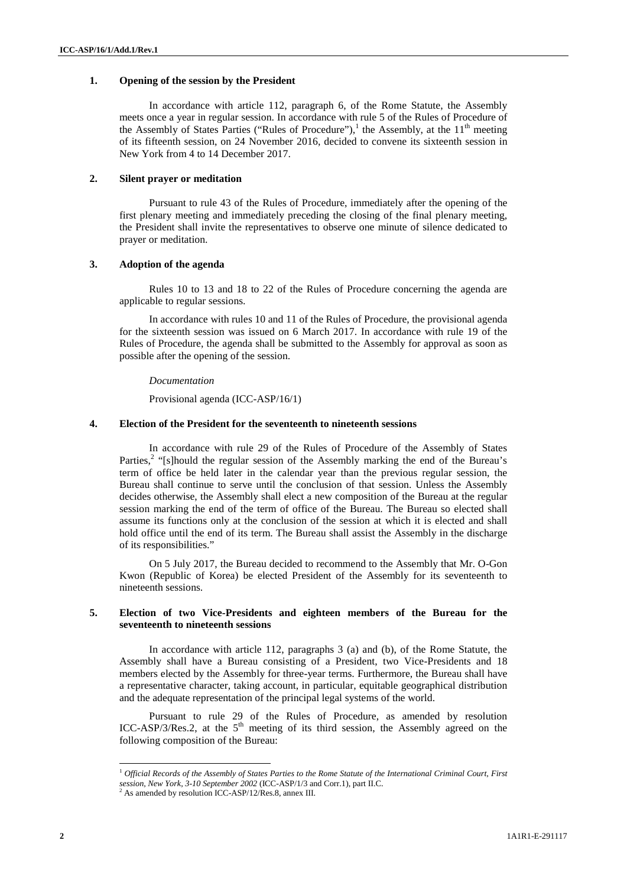## 1. Opening of the session by the President

In accordance with article 112, paragraph 6, of the Rome Statute, the Assembly meets once a year in regular session. In accordance with rule 5 of the Rules of Procedure of the Assembly of States Parties ("Rules of Procedure"),[1] the Assembly, at the 11th meeting of its fifteenth session, on 24 November 2016, decided to convene its sixteenth session in New York from 4 to 14 December 2017.

## 2. Silent prayer or meditation

Pursuant to rule 43 of the Rules of Procedure, immediately after the opening of the first plenary meeting and immediately preceding the closing of the final plenary meeting, the President shall invite the representatives to observe one minute of silence dedicated to prayer or meditation.

## 3. Adoption of the agenda

Rules 10 to 13 and 18 to 22 of the Rules of Procedure concerning the agenda are applicable to regular sessions.

In accordance with rules 10 and 11 of the Rules of Procedure, the provisional agenda for the sixteenth session was issued on 6 March 2017. In accordance with rule 19 of the Rules of Procedure, the agenda shall be submitted to the Assembly for approval as soon as possible after the opening of the session.

*Documentation*

Provisional agenda (ICC-ASP/16/1)

## 4. Election of the President for the seventeenth to nineteenth sessions

In accordance with rule 29 of the Rules of Procedure of the Assembly of States Parties,[2] "[s]hould the regular session of the Assembly marking the end of the Bureau's term of office be held later in the calendar year than the previous regular session, the Bureau shall continue to serve until the conclusion of that session. Unless the Assembly decides otherwise, the Assembly shall elect a new composition of the Bureau at the regular session marking the end of the term of office of the Bureau. The Bureau so elected shall assume its functions only at the conclusion of the session at which it is elected and shall hold office until the end of its term. The Bureau shall assist the Assembly in the discharge of its responsibilities."

On 5 July 2017, the Bureau decided to recommend to the Assembly that Mr. O-Gon Kwon (Republic of Korea) be elected President of the Assembly for its seventeenth to nineteenth sessions.

## 5. Election of two Vice-Presidents and eighteen members of the Bureau for the seventeenth to nineteenth sessions

In accordance with article 112, paragraphs 3 (a) and (b), of the Rome Statute, the Assembly shall have a Bureau consisting of a President, two Vice-Presidents and 18 members elected by the Assembly for three-year terms. Furthermore, the Bureau shall have a representative character, taking account, in particular, equitable geographical distribution and the adequate representation of the principal legal systems of the world.

Pursuant to rule 29 of the Rules of Procedure, as amended by resolution ICC-ASP/3/Res.2, at the 5th meeting of its third session, the Assembly agreed on the following composition of the Bureau:

---

[1] *Official Records of the Assembly of States Parties to the Rome Statute of the International Criminal Court, First session, New York, 3-10 September 2002* (ICC-ASP/1/3 and Corr.1), part II.C.

[2] As amended by resolution ICC-ASP/12/Res.8, annex III.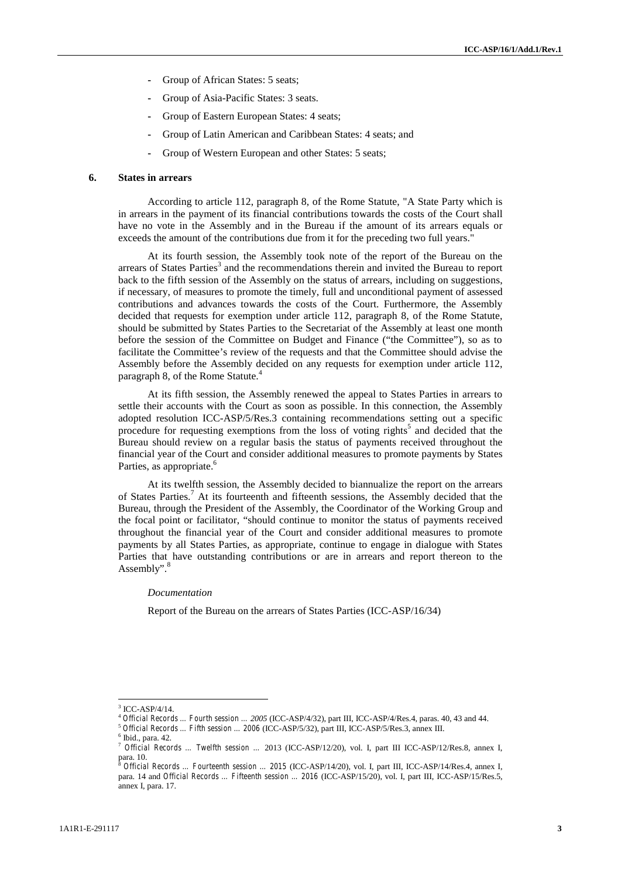- Group of African States: 5 seats;
- Group of Asia-Pacific States: 3 seats.
- Group of Eastern European States: 4 seats;
- Group of Latin American and Caribbean States: 4 seats; and
- Group of Western European and other States: 5 seats;

## 6. States in arrears

According to article 112, paragraph 8, of the Rome Statute, "A State Party which is in arrears in the payment of its financial contributions towards the costs of the Court shall have no vote in the Assembly and in the Bureau if the amount of its arrears equals or exceeds the amount of the contributions due from it for the preceding two full years."

At its fourth session, the Assembly took note of the report of the Bureau on the arrears of States Parties[3] and the recommendations therein and invited the Bureau to report back to the fifth session of the Assembly on the status of arrears, including on suggestions, if necessary, of measures to promote the timely, full and unconditional payment of assessed contributions and advances towards the costs of the Court. Furthermore, the Assembly decided that requests for exemption under article 112, paragraph 8, of the Rome Statute, should be submitted by States Parties to the Secretariat of the Assembly at least one month before the session of the Committee on Budget and Finance ("the Committee"), so as to facilitate the Committee's review of the requests and that the Committee should advise the Assembly before the Assembly decided on any requests for exemption under article 112, paragraph 8, of the Rome Statute.[4]

At its fifth session, the Assembly renewed the appeal to States Parties in arrears to settle their accounts with the Court as soon as possible. In this connection, the Assembly adopted resolution ICC-ASP/5/Res.3 containing recommendations setting out a specific procedure for requesting exemptions from the loss of voting rights[5] and decided that the Bureau should review on a regular basis the status of payments received throughout the financial year of the Court and consider additional measures to promote payments by States Parties, as appropriate.[6]

At its twelfth session, the Assembly decided to biannualize the report on the arrears of States Parties.[7] At its fourteenth and fifteenth sessions, the Assembly decided that the Bureau, through the President of the Assembly, the Coordinator of the Working Group and the focal point or facilitator, "should continue to monitor the status of payments received throughout the financial year of the Court and consider additional measures to promote payments by all States Parties, as appropriate, continue to engage in dialogue with States Parties that have outstanding contributions or are in arrears and report thereon to the Assembly".[8]

*Documentation*

Report of the Bureau on the arrears of States Parties (ICC-ASP/16/34)

---

[3] ICC-ASP/4/14.

[4] *Official Records … Fourth session … 2005* (ICC-ASP/4/32), part III, ICC-ASP/4/Res.4, paras. 40, 43 and 44.

[5] *Official Records … Fifth session … 2006* (ICC-ASP/5/32), part III, ICC-ASP/5/Res.3, annex III.

[6] Ibid., para. 42.

[7] *Official Records … Twelfth session …* 2013 (ICC-ASP/12/20), vol. I, part III ICC-ASP/12/Res.8, annex I, para. 10.

[8] *Official Records … Fourteenth session … 2015* (ICC-ASP/14/20), vol. I, part III, ICC-ASP/14/Res.4, annex I, para. 14 and *Official Records … Fifteenth session … 2016* (ICC-ASP/15/20), vol. I, part III, ICC-ASP/15/Res.5, annex I, para. 17.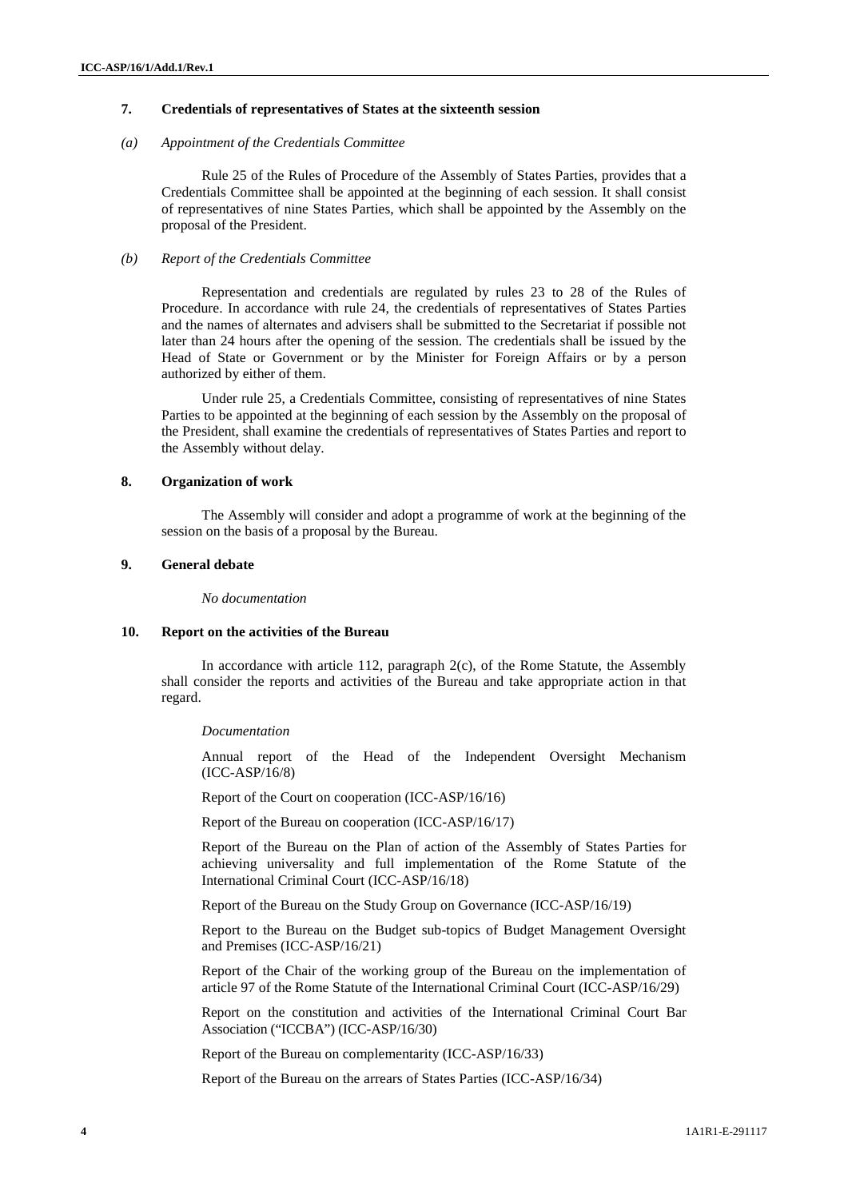## 7. Credentials of representatives of States at the sixteenth session

### *(a) Appointment of the Credentials Committee*

Rule 25 of the Rules of Procedure of the Assembly of States Parties, provides that a Credentials Committee shall be appointed at the beginning of each session. It shall consist of representatives of nine States Parties, which shall be appointed by the Assembly on the proposal of the President.

### *(b) Report of the Credentials Committee*

Representation and credentials are regulated by rules 23 to 28 of the Rules of Procedure. In accordance with rule 24, the credentials of representatives of States Parties and the names of alternates and advisers shall be submitted to the Secretariat if possible not later than 24 hours after the opening of the session. The credentials shall be issued by the Head of State or Government or by the Minister for Foreign Affairs or by a person authorized by either of them.

Under rule 25, a Credentials Committee, consisting of representatives of nine States Parties to be appointed at the beginning of each session by the Assembly on the proposal of the President, shall examine the credentials of representatives of States Parties and report to the Assembly without delay.

## 8. Organization of work

The Assembly will consider and adopt a programme of work at the beginning of the session on the basis of a proposal by the Bureau.

## 9. General debate

*No documentation*

## 10. Report on the activities of the Bureau

In accordance with article 112, paragraph 2(c), of the Rome Statute, the Assembly shall consider the reports and activities of the Bureau and take appropriate action in that regard.

*Documentation*

Annual report of the Head of the Independent Oversight Mechanism (ICC-ASP/16/8)

Report of the Court on cooperation (ICC-ASP/16/16)

Report of the Bureau on cooperation (ICC-ASP/16/17)

Report of the Bureau on the Plan of action of the Assembly of States Parties for achieving universality and full implementation of the Rome Statute of the International Criminal Court (ICC-ASP/16/18)

Report of the Bureau on the Study Group on Governance (ICC-ASP/16/19)

Report to the Bureau on the Budget sub-topics of Budget Management Oversight and Premises (ICC-ASP/16/21)

Report of the Chair of the working group of the Bureau on the implementation of article 97 of the Rome Statute of the International Criminal Court (ICC-ASP/16/29)

Report on the constitution and activities of the International Criminal Court Bar Association ("ICCBA") (ICC-ASP/16/30)

Report of the Bureau on complementarity (ICC-ASP/16/33)

Report of the Bureau on the arrears of States Parties (ICC-ASP/16/34)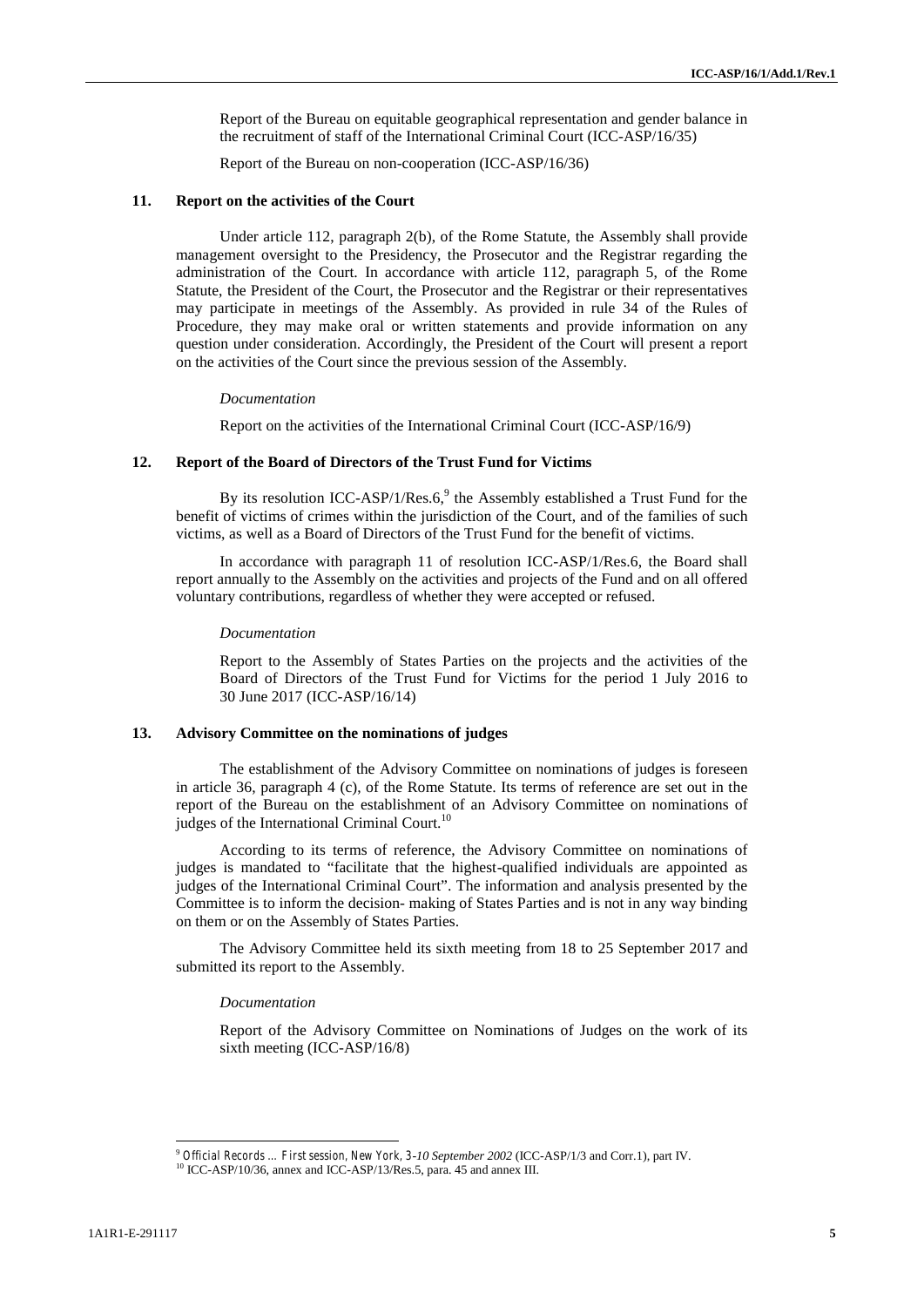Report of the Bureau on equitable geographical representation and gender balance in the recruitment of staff of the International Criminal Court (ICC-ASP/16/35)

Report of the Bureau on non-cooperation (ICC-ASP/16/36)

### 11. Report on the activities of the Court

Under article 112, paragraph 2(b), of the Rome Statute, the Assembly shall provide management oversight to the Presidency, the Prosecutor and the Registrar regarding the administration of the Court. In accordance with article 112, paragraph 5, of the Rome Statute, the President of the Court, the Prosecutor and the Registrar or their representatives may participate in meetings of the Assembly. As provided in rule 34 of the Rules of Procedure, they may make oral or written statements and provide information on any question under consideration. Accordingly, the President of the Court will present a report on the activities of the Court since the previous session of the Assembly.

*Documentation*

Report on the activities of the International Criminal Court (ICC-ASP/16/9)

### 12. Report of the Board of Directors of the Trust Fund for Victims

By its resolution ICC-ASP/1/Res.6,[9] the Assembly established a Trust Fund for the benefit of victims of crimes within the jurisdiction of the Court, and of the families of such victims, as well as a Board of Directors of the Trust Fund for the benefit of victims.

In accordance with paragraph 11 of resolution ICC-ASP/1/Res.6, the Board shall report annually to the Assembly on the activities and projects of the Fund and on all offered voluntary contributions, regardless of whether they were accepted or refused.

*Documentation*

Report to the Assembly of States Parties on the projects and the activities of the Board of Directors of the Trust Fund for Victims for the period 1 July 2016 to 30 June 2017 (ICC-ASP/16/14)

### 13. Advisory Committee on the nominations of judges

The establishment of the Advisory Committee on nominations of judges is foreseen in article 36, paragraph 4 (c), of the Rome Statute. Its terms of reference are set out in the report of the Bureau on the establishment of an Advisory Committee on nominations of judges of the International Criminal Court.[10]

According to its terms of reference, the Advisory Committee on nominations of judges is mandated to "facilitate that the highest-qualified individuals are appointed as judges of the International Criminal Court". The information and analysis presented by the Committee is to inform the decision- making of States Parties and is not in any way binding on them or on the Assembly of States Parties.

The Advisory Committee held its sixth meeting from 18 to 25 September 2017 and submitted its report to the Assembly.

*Documentation*

Report of the Advisory Committee on Nominations of Judges on the work of its sixth meeting (ICC-ASP/16/8)

---

[9] *Official Records ... First session, New York, 3-10 September 2002* (ICC-ASP/1/3 and Corr.1), part IV.

[10] ICC-ASP/10/36, annex and ICC-ASP/13/Res.5, para. 45 and annex III.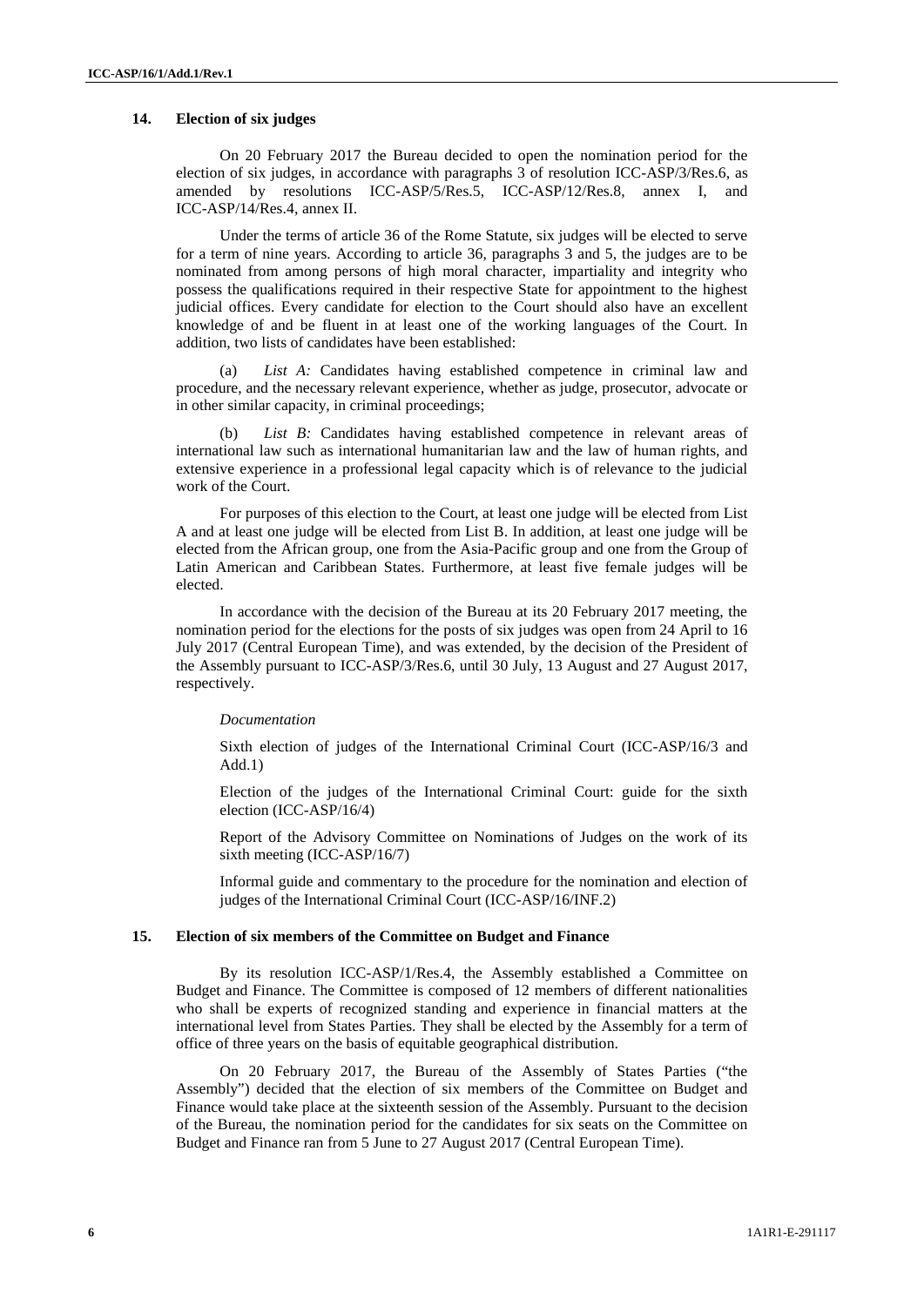## 14. Election of six judges

On 20 February 2017 the Bureau decided to open the nomination period for the election of six judges, in accordance with paragraphs 3 of resolution ICC-ASP/3/Res.6, as amended by resolutions ICC-ASP/5/Res.5, ICC-ASP/12/Res.8, annex I, and ICC-ASP/14/Res.4, annex II.

Under the terms of article 36 of the Rome Statute, six judges will be elected to serve for a term of nine years. According to article 36, paragraphs 3 and 5, the judges are to be nominated from among persons of high moral character, impartiality and integrity who possess the qualifications required in their respective State for appointment to the highest judicial offices. Every candidate for election to the Court should also have an excellent knowledge of and be fluent in at least one of the working languages of the Court. In addition, two lists of candidates have been established:

(a) *List A:* Candidates having established competence in criminal law and procedure, and the necessary relevant experience, whether as judge, prosecutor, advocate or in other similar capacity, in criminal proceedings;

(b) *List B:* Candidates having established competence in relevant areas of international law such as international humanitarian law and the law of human rights, and extensive experience in a professional legal capacity which is of relevance to the judicial work of the Court.

For purposes of this election to the Court, at least one judge will be elected from List A and at least one judge will be elected from List B. In addition, at least one judge will be elected from the African group, one from the Asia-Pacific group and one from the Group of Latin American and Caribbean States. Furthermore, at least five female judges will be elected.

In accordance with the decision of the Bureau at its 20 February 2017 meeting, the nomination period for the elections for the posts of six judges was open from 24 April to 16 July 2017 (Central European Time), and was extended, by the decision of the President of the Assembly pursuant to ICC-ASP/3/Res.6, until 30 July, 13 August and 27 August 2017, respectively.

*Documentation*

Sixth election of judges of the International Criminal Court (ICC-ASP/16/3 and Add.1)

Election of the judges of the International Criminal Court: guide for the sixth election (ICC-ASP/16/4)

Report of the Advisory Committee on Nominations of Judges on the work of its sixth meeting (ICC-ASP/16/7)

Informal guide and commentary to the procedure for the nomination and election of judges of the International Criminal Court (ICC-ASP/16/INF.2)

## 15. Election of six members of the Committee on Budget and Finance

By its resolution ICC-ASP/1/Res.4, the Assembly established a Committee on Budget and Finance. The Committee is composed of 12 members of different nationalities who shall be experts of recognized standing and experience in financial matters at the international level from States Parties. They shall be elected by the Assembly for a term of office of three years on the basis of equitable geographical distribution.

On 20 February 2017, the Bureau of the Assembly of States Parties ("the Assembly") decided that the election of six members of the Committee on Budget and Finance would take place at the sixteenth session of the Assembly. Pursuant to the decision of the Bureau, the nomination period for the candidates for six seats on the Committee on Budget and Finance ran from 5 June to 27 August 2017 (Central European Time).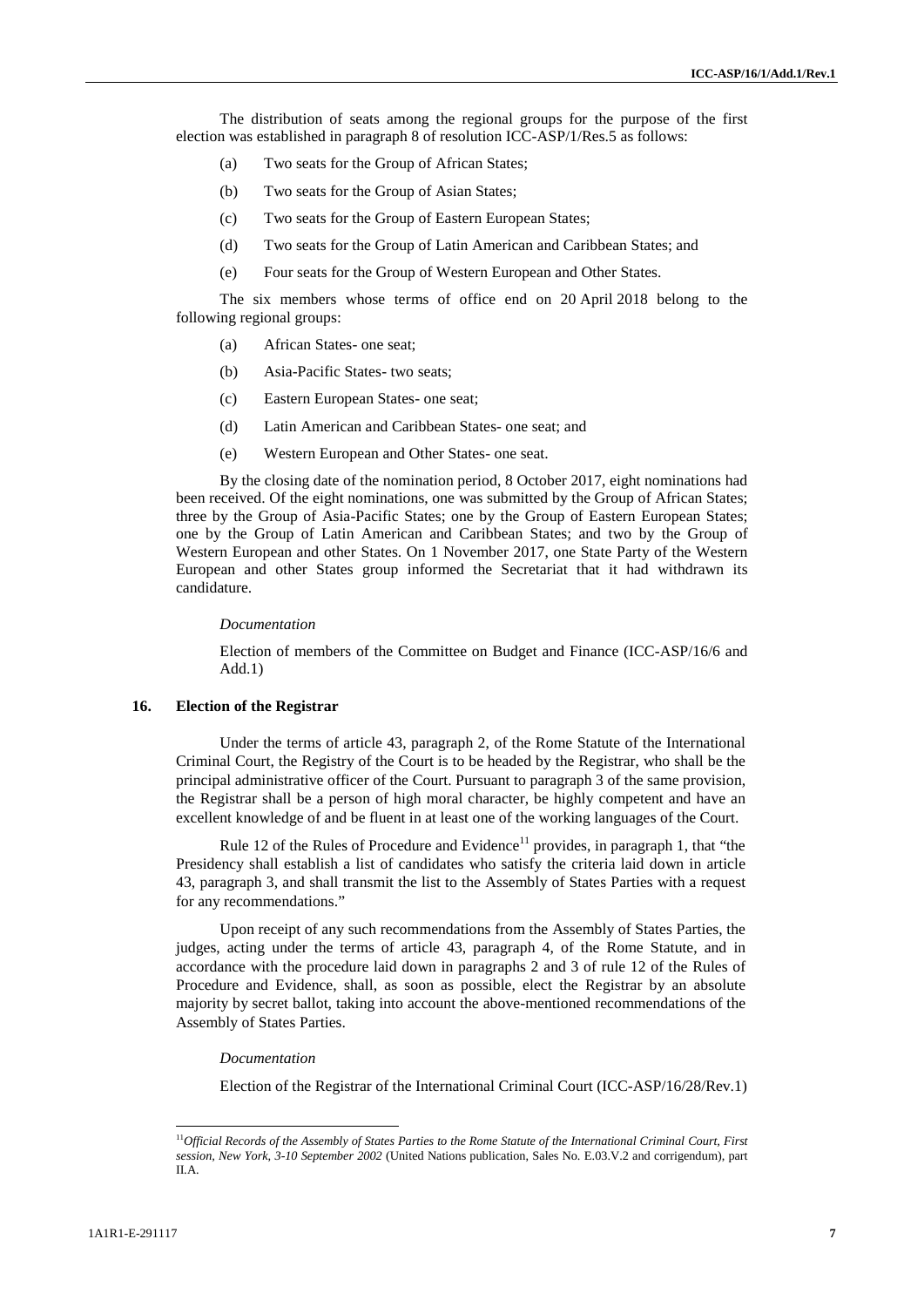The distribution of seats among the regional groups for the purpose of the first election was established in paragraph 8 of resolution ICC-ASP/1/Res.5 as follows:

(a) Two seats for the Group of African States;

(b) Two seats for the Group of Asian States;

(c) Two seats for the Group of Eastern European States;

(d) Two seats for the Group of Latin American and Caribbean States; and

(e) Four seats for the Group of Western European and Other States.

The six members whose terms of office end on 20 April 2018 belong to the following regional groups:

(a) African States- one seat;

(b) Asia-Pacific States- two seats;

(c) Eastern European States- one seat;

(d) Latin American and Caribbean States- one seat; and

(e) Western European and Other States- one seat.

By the closing date of the nomination period, 8 October 2017, eight nominations had been received. Of the eight nominations, one was submitted by the Group of African States; three by the Group of Asia-Pacific States; one by the Group of Eastern European States; one by the Group of Latin American and Caribbean States; and two by the Group of Western European and other States. On 1 November 2017, one State Party of the Western European and other States group informed the Secretariat that it had withdrawn its candidature.

*Documentation*

Election of members of the Committee on Budget and Finance (ICC-ASP/16/6 and Add.1)

### 16. Election of the Registrar

Under the terms of article 43, paragraph 2, of the Rome Statute of the International Criminal Court, the Registry of the Court is to be headed by the Registrar, who shall be the principal administrative officer of the Court. Pursuant to paragraph 3 of the same provision, the Registrar shall be a person of high moral character, be highly competent and have an excellent knowledge of and be fluent in at least one of the working languages of the Court.

Rule 12 of the Rules of Procedure and Evidence[11] provides, in paragraph 1, that "the Presidency shall establish a list of candidates who satisfy the criteria laid down in article 43, paragraph 3, and shall transmit the list to the Assembly of States Parties with a request for any recommendations."

Upon receipt of any such recommendations from the Assembly of States Parties, the judges, acting under the terms of article 43, paragraph 4, of the Rome Statute, and in accordance with the procedure laid down in paragraphs 2 and 3 of rule 12 of the Rules of Procedure and Evidence, shall, as soon as possible, elect the Registrar by an absolute majority by secret ballot, taking into account the above-mentioned recommendations of the Assembly of States Parties.

*Documentation*

Election of the Registrar of the International Criminal Court (ICC-ASP/16/28/Rev.1)

---

[11] *Official Records of the Assembly of States Parties to the Rome Statute of the International Criminal Court, First session, New York, 3-10 September 2002* (United Nations publication, Sales No. E.03.V.2 and corrigendum), part II.A.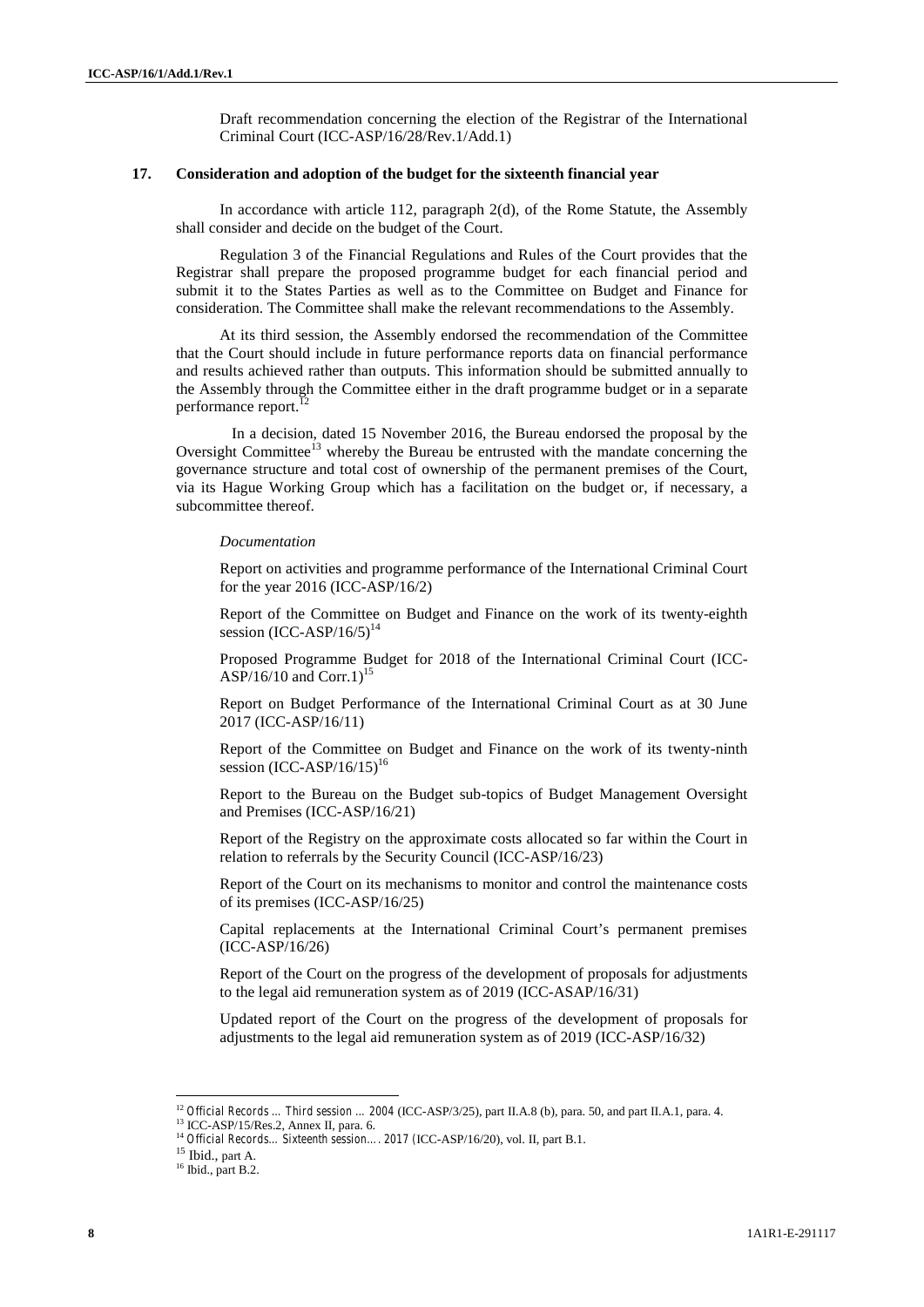Draft recommendation concerning the election of the Registrar of the International Criminal Court (ICC-ASP/16/28/Rev.1/Add.1)

## 17. Consideration and adoption of the budget for the sixteenth financial year

In accordance with article 112, paragraph 2(d), of the Rome Statute, the Assembly shall consider and decide on the budget of the Court.

Regulation 3 of the Financial Regulations and Rules of the Court provides that the Registrar shall prepare the proposed programme budget for each financial period and submit it to the States Parties as well as to the Committee on Budget and Finance for consideration. The Committee shall make the relevant recommendations to the Assembly.

At its third session, the Assembly endorsed the recommendation of the Committee that the Court should include in future performance reports data on financial performance and results achieved rather than outputs. This information should be submitted annually to the Assembly through the Committee either in the draft programme budget or in a separate performance report.[12]

In a decision, dated 15 November 2016, the Bureau endorsed the proposal by the Oversight Committee[13] whereby the Bureau be entrusted with the mandate concerning the governance structure and total cost of ownership of the permanent premises of the Court, via its Hague Working Group which has a facilitation on the budget or, if necessary, a subcommittee thereof.

*Documentation*

Report on activities and programme performance of the International Criminal Court for the year 2016 (ICC-ASP/16/2)

Report of the Committee on Budget and Finance on the work of its twenty-eighth session (ICC-ASP/16/5)[14]

Proposed Programme Budget for 2018 of the International Criminal Court (ICC-ASP/16/10 and Corr.1)[15]

Report on Budget Performance of the International Criminal Court as at 30 June 2017 (ICC-ASP/16/11)

Report of the Committee on Budget and Finance on the work of its twenty-ninth session (ICC-ASP/16/15)[16]

Report to the Bureau on the Budget sub-topics of Budget Management Oversight and Premises (ICC-ASP/16/21)

Report of the Registry on the approximate costs allocated so far within the Court in relation to referrals by the Security Council (ICC-ASP/16/23)

Report of the Court on its mechanisms to monitor and control the maintenance costs of its premises (ICC-ASP/16/25)

Capital replacements at the International Criminal Court's permanent premises (ICC-ASP/16/26)

Report of the Court on the progress of the development of proposals for adjustments to the legal aid remuneration system as of 2019 (ICC-ASAP/16/31)

Updated report of the Court on the progress of the development of proposals for adjustments to the legal aid remuneration system as of 2019 (ICC-ASP/16/32)

---

[12] *Official Records … Third session … 2004* (ICC-ASP/3/25), part II.A.8 (b), para. 50, and part II.A.1, para. 4.

[13] ICC-ASP/15/Res.2, Annex II, para. 6.

[14] *Official Records… Sixteenth session…. 2017* (ICC-ASP/16/20), vol. II, part B.1.

[15] Ibid., part A.

[16] Ibid., part B.2.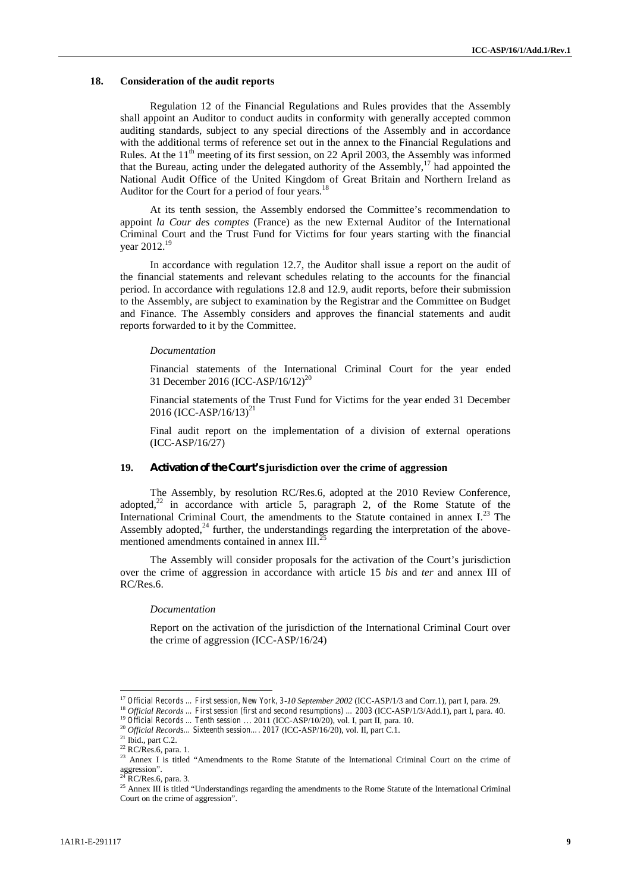### 18. Consideration of the audit reports

Regulation 12 of the Financial Regulations and Rules provides that the Assembly shall appoint an Auditor to conduct audits in conformity with generally accepted common auditing standards, subject to any special directions of the Assembly and in accordance with the additional terms of reference set out in the annex to the Financial Regulations and Rules. At the 11th meeting of its first session, on 22 April 2003, the Assembly was informed that the Bureau, acting under the delegated authority of the Assembly,[17] had appointed the National Audit Office of the United Kingdom of Great Britain and Northern Ireland as Auditor for the Court for a period of four years.[18]

At its tenth session, the Assembly endorsed the Committee's recommendation to appoint *la Cour des comptes* (France) as the new External Auditor of the International Criminal Court and the Trust Fund for Victims for four years starting with the financial year 2012.[19]

In accordance with regulation 12.7, the Auditor shall issue a report on the audit of the financial statements and relevant schedules relating to the accounts for the financial period. In accordance with regulations 12.8 and 12.9, audit reports, before their submission to the Assembly, are subject to examination by the Registrar and the Committee on Budget and Finance. The Assembly considers and approves the financial statements and audit reports forwarded to it by the Committee.

*Documentation*

Financial statements of the International Criminal Court for the year ended 31 December 2016 (ICC-ASP/16/12)[20]

Financial statements of the Trust Fund for Victims for the year ended 31 December 2016 (ICC-ASP/16/13)[21]

Final audit report on the implementation of a division of external operations (ICC-ASP/16/27)

### 19. Activation of the Court's jurisdiction over the crime of aggression

The Assembly, by resolution RC/Res.6, adopted at the 2010 Review Conference, adopted,[22] in accordance with article 5, paragraph 2, of the Rome Statute of the International Criminal Court, the amendments to the Statute contained in annex I.[23] The Assembly adopted,[24] further, the understandings regarding the interpretation of the above-mentioned amendments contained in annex III.[25]

The Assembly will consider proposals for the activation of the Court's jurisdiction over the crime of aggression in accordance with article 15 *bis* and *ter* and annex III of RC/Res.6.

*Documentation*

Report on the activation of the jurisdiction of the International Criminal Court over the crime of aggression (ICC-ASP/16/24)

---

[17] *Official Records … First session, New York, 3-10 September 2002* (ICC-ASP/1/3 and Corr.1), part I, para. 29.
[18] *Official Records … First session (first and second resumptions) … 2003* (ICC-ASP/1/3/Add.1), part I, para. 40.
[19] *Official Records … Tenth session … 2011* (ICC-ASP/10/20), vol. I, part II, para. 10.
[20] *Official Records… Sixteenth session… . 2017* (ICC-ASP/16/20), vol. II, part C.1.
[21] Ibid., part C.2.
[22] RC/Res.6, para. 1.
[23] Annex I is titled "Amendments to the Rome Statute of the International Criminal Court on the crime of aggression".
[24] RC/Res.6, para. 3.
[25] Annex III is titled "Understandings regarding the amendments to the Rome Statute of the International Criminal Court on the crime of aggression".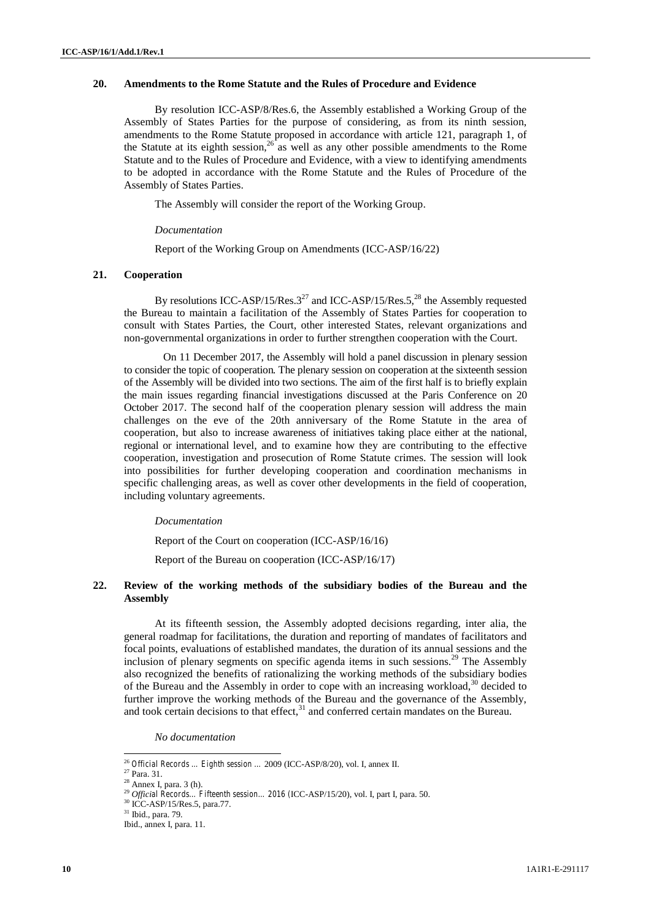## 20. Amendments to the Rome Statute and the Rules of Procedure and Evidence

By resolution ICC-ASP/8/Res.6, the Assembly established a Working Group of the Assembly of States Parties for the purpose of considering, as from its ninth session, amendments to the Rome Statute proposed in accordance with article 121, paragraph 1, of the Statute at its eighth session,[26] as well as any other possible amendments to the Rome Statute and to the Rules of Procedure and Evidence, with a view to identifying amendments to be adopted in accordance with the Rome Statute and the Rules of Procedure of the Assembly of States Parties.

The Assembly will consider the report of the Working Group.

*Documentation*

Report of the Working Group on Amendments (ICC-ASP/16/22)

## 21. Cooperation

By resolutions ICC-ASP/15/Res.3[27] and ICC-ASP/15/Res.5,[28] the Assembly requested the Bureau to maintain a facilitation of the Assembly of States Parties for cooperation to consult with States Parties, the Court, other interested States, relevant organizations and non-governmental organizations in order to further strengthen cooperation with the Court.

On 11 December 2017, the Assembly will hold a panel discussion in plenary session to consider the topic of cooperation. The plenary session on cooperation at the sixteenth session of the Assembly will be divided into two sections. The aim of the first half is to briefly explain the main issues regarding financial investigations discussed at the Paris Conference on 20 October 2017. The second half of the cooperation plenary session will address the main challenges on the eve of the 20th anniversary of the Rome Statute in the area of cooperation, but also to increase awareness of initiatives taking place either at the national, regional or international level, and to examine how they are contributing to the effective cooperation, investigation and prosecution of Rome Statute crimes. The session will look into possibilities for further developing cooperation and coordination mechanisms in specific challenging areas, as well as cover other developments in the field of cooperation, including voluntary agreements.

*Documentation*

Report of the Court on cooperation (ICC-ASP/16/16)

Report of the Bureau on cooperation (ICC-ASP/16/17)

## 22. Review of the working methods of the subsidiary bodies of the Bureau and the Assembly

At its fifteenth session, the Assembly adopted decisions regarding, inter alia, the general roadmap for facilitations, the duration and reporting of mandates of facilitators and focal points, evaluations of established mandates, the duration of its annual sessions and the inclusion of plenary segments on specific agenda items in such sessions.[29] The Assembly also recognized the benefits of rationalizing the working methods of the subsidiary bodies of the Bureau and the Assembly in order to cope with an increasing workload,[30] decided to further improve the working methods of the Bureau and the governance of the Assembly, and took certain decisions to that effect,[31] and conferred certain mandates on the Bureau.

*No documentation*

---

[26] *Official Records ... Eighth session ...* 2009 (ICC-ASP/8/20), vol. I, annex II.

[27] Para. 31.

[28] Annex I, para. 3 (h).

[29] *Official Records... Fifteenth session... 2016* (ICC-ASP/15/20), vol. I, part I, para. 50.

[30] ICC-ASP/15/Res.5, para.77.

[31] Ibid., para. 79.

Ibid., annex I, para. 11.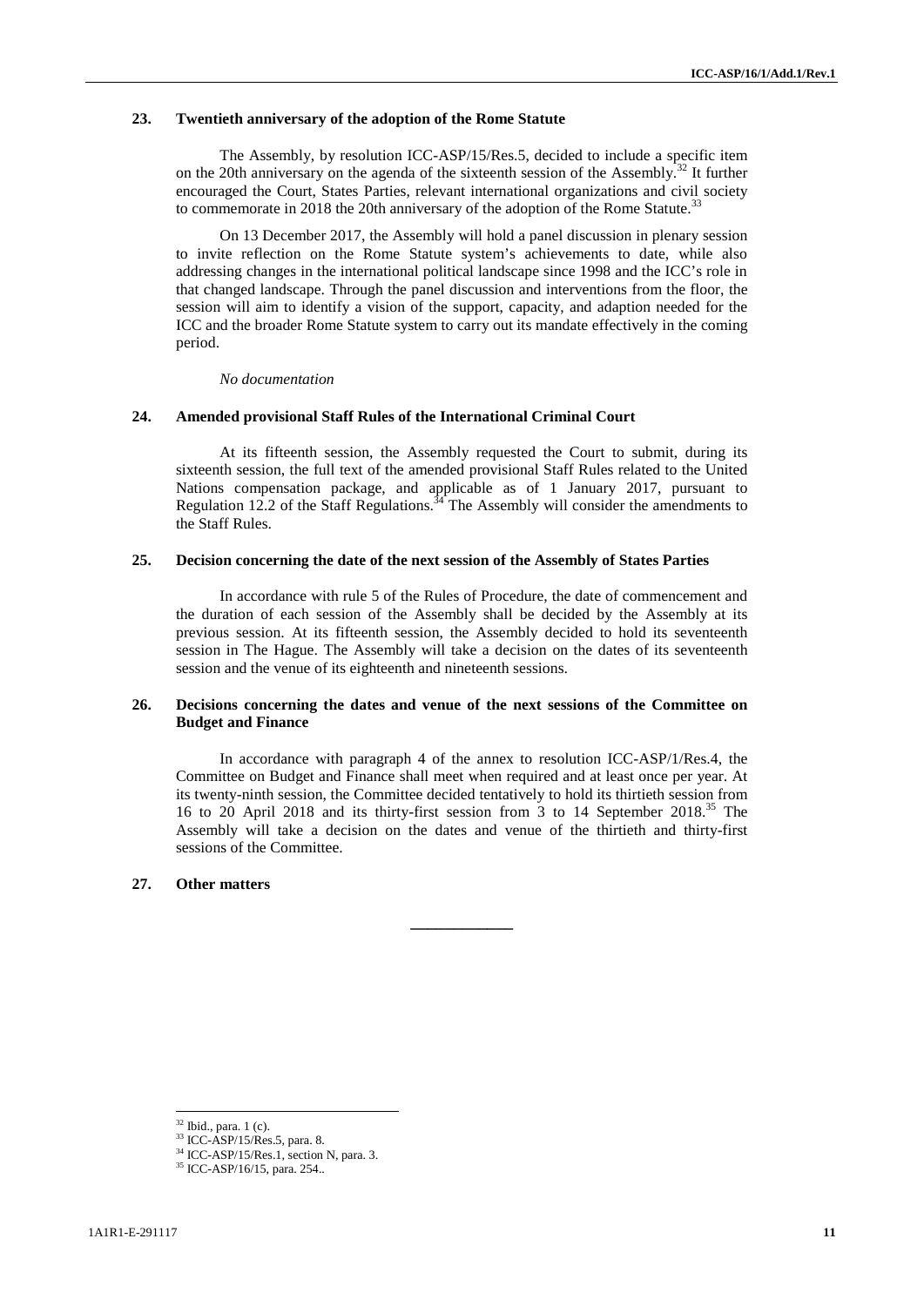### 23. Twentieth anniversary of the adoption of the Rome Statute

The Assembly, by resolution ICC-ASP/15/Res.5, decided to include a specific item on the 20th anniversary on the agenda of the sixteenth session of the Assembly.[32] It further encouraged the Court, States Parties, relevant international organizations and civil society to commemorate in 2018 the 20th anniversary of the adoption of the Rome Statute.[33]

On 13 December 2017, the Assembly will hold a panel discussion in plenary session to invite reflection on the Rome Statute system's achievements to date, while also addressing changes in the international political landscape since 1998 and the ICC's role in that changed landscape. Through the panel discussion and interventions from the floor, the session will aim to identify a vision of the support, capacity, and adaption needed for the ICC and the broader Rome Statute system to carry out its mandate effectively in the coming period.

*No documentation*

### 24. Amended provisional Staff Rules of the International Criminal Court

At its fifteenth session, the Assembly requested the Court to submit, during its sixteenth session, the full text of the amended provisional Staff Rules related to the United Nations compensation package, and applicable as of 1 January 2017, pursuant to Regulation 12.2 of the Staff Regulations.[34] The Assembly will consider the amendments to the Staff Rules.

### 25. Decision concerning the date of the next session of the Assembly of States Parties

In accordance with rule 5 of the Rules of Procedure, the date of commencement and the duration of each session of the Assembly shall be decided by the Assembly at its previous session. At its fifteenth session, the Assembly decided to hold its seventeenth session in The Hague. The Assembly will take a decision on the dates of its seventeenth session and the venue of its eighteenth and nineteenth sessions.

### 26. Decisions concerning the dates and venue of the next sessions of the Committee on Budget and Finance

In accordance with paragraph 4 of the annex to resolution ICC-ASP/1/Res.4, the Committee on Budget and Finance shall meet when required and at least once per year. At its twenty-ninth session, the Committee decided tentatively to hold its thirtieth session from 16 to 20 April 2018 and its thirty-first session from 3 to 14 September 2018.[35] The Assembly will take a decision on the dates and venue of the thirtieth and thirty-first sessions of the Committee.

### 27. Other matters

---

[32] Ibid., para. 1 (c).

[33] ICC-ASP/15/Res.5, para. 8.

[34] ICC-ASP/15/Res.1, section N, para. 3.

[35] ICC-ASP/16/15, para. 254..